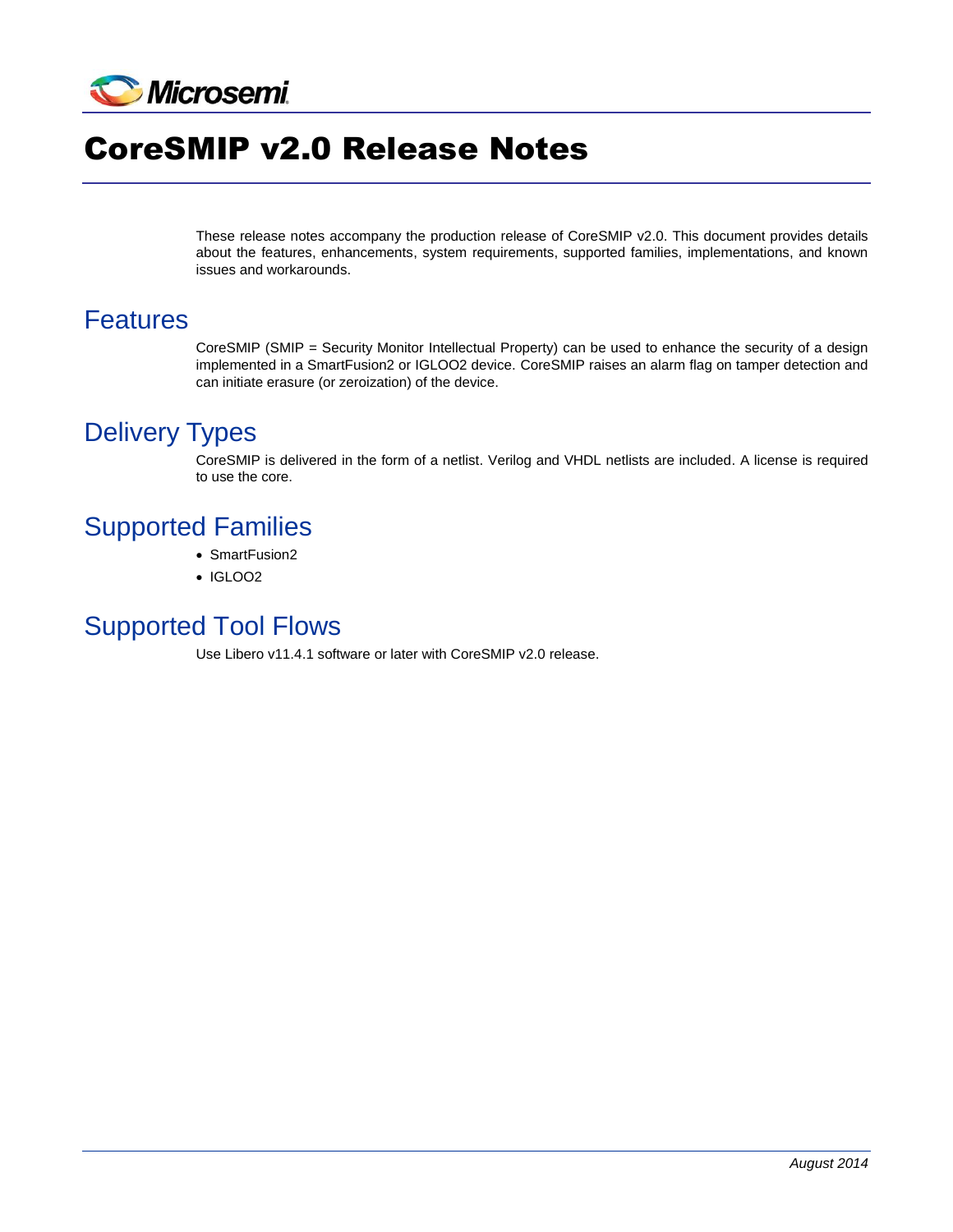# CoreSMIP v2.0 Release Notes

These release notes accompany the production release of CoreSMIP v2.0. This document provides details about the features, enhancements, system requirements, supported families, implementations, and known issues and workarounds.

## Features

CoreSMIP (SMIP = Security Monitor Intellectual Property) can be used to enhance the security of a design implemented in a SmartFusion2 or IGLOO2 device. CoreSMIP raises an alarm flag on tamper detection and can initiate erasure (or zeroization) of the device.

## Delivery Types

CoreSMIP is delivered in the form of a netlist. Verilog and VHDL netlists are included. A license is required to use the core.

## Supported Families

- SmartFusion2
- IGLOO2

## Supported Tool Flows

Use Libero v11.4.1 software or later with CoreSMIP v2.0 release.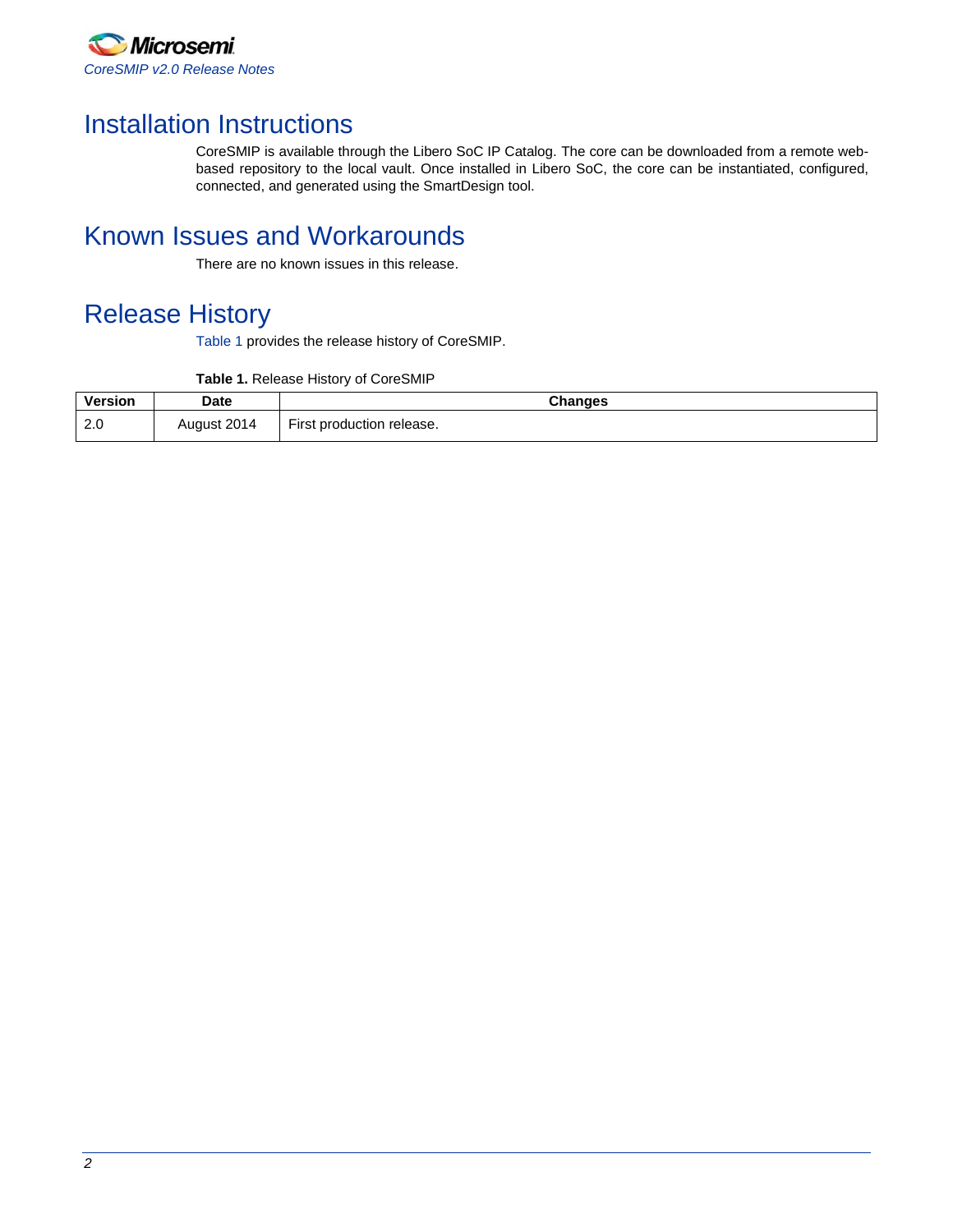# Installation Instructions

CoreSMIP is available through the Libero SoC IP Catalog. The core can be downloaded from a remote web-based repository to the local vault. Once installed in Libero SoC, the core can be instantiated, configured, connected, and generated using the SmartDesign tool.

# Known Issues and Workarounds

There are no known issues in this release.

# Release History

Table 1 provides the release history of CoreSMIP.

**Table 1.** Release History of CoreSMIP

| Version | Date | Changes |
| --- | --- | --- |
| 2.0 | August 2014 | First production release. |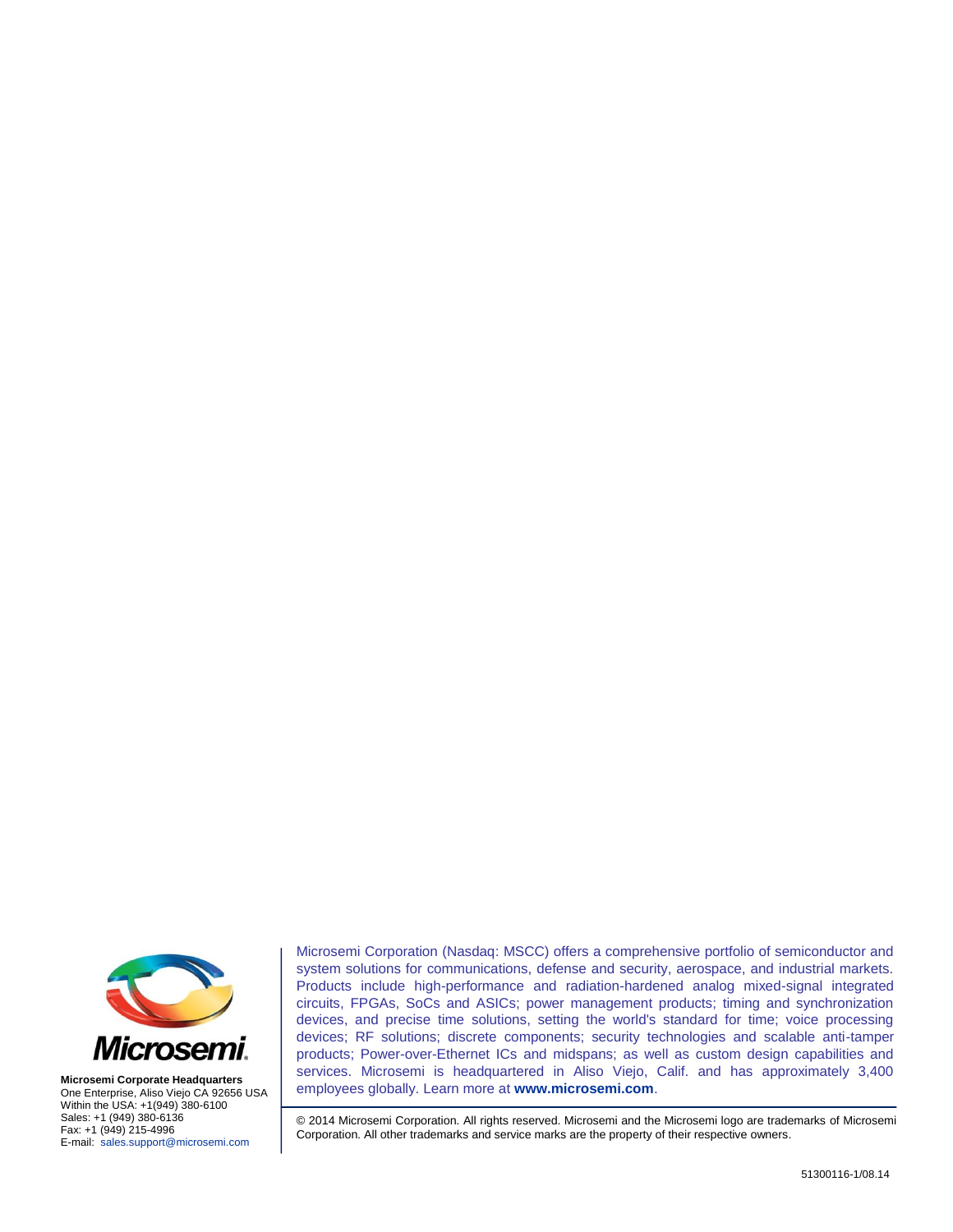Microsemi

**Microsemi Corporate Headquarters**
One Enterprise, Aliso Viejo CA 92656 USA
Within the USA: +1(949) 380-6100
Sales: +1 (949) 380-6136
Fax: +1 (949) 215-4996
E-mail: sales.support@microsemi.com

Microsemi Corporation (Nasdaq: MSCC) offers a comprehensive portfolio of semiconductor and system solutions for communications, defense and security, aerospace, and industrial markets. Products include high-performance and radiation-hardened analog mixed-signal integrated circuits, FPGAs, SoCs and ASICs; power management products; timing and synchronization devices, and precise time solutions, setting the world's standard for time; voice processing devices; RF solutions; discrete components; security technologies and scalable anti-tamper products; Power-over-Ethernet ICs and midspans; as well as custom design capabilities and services. Microsemi is headquartered in Aliso Viejo, Calif. and has approximately 3,400 employees globally. Learn more at **www.microsemi.com**.

© 2014 Microsemi Corporation. All rights reserved. Microsemi and the Microsemi logo are trademarks of Microsemi Corporation. All other trademarks and service marks are the property of their respective owners.

51300116-1/08.14